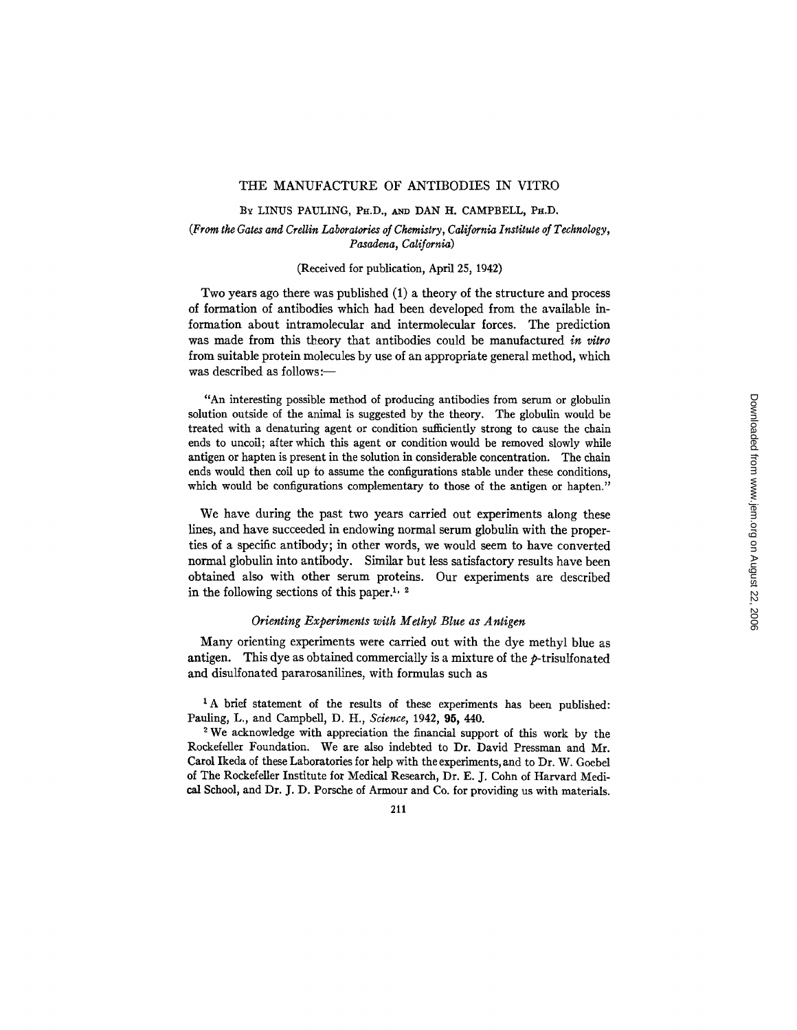# THE MANUFACTURE OF ANTIBODIES IN VITRO

By LINUS PAULING, Ph.D., and DAN H. CAMPBELL, Ph.D.

*(From the Gates and Crellin Laboratories of Chemistry, California Institute of Technology, Pasadena, California)*

(Received for publication, April 25, 1942)

Two years ago there was published (1) a theory of the structure and process of formation of antibodies which had been developed from the available information about intramolecular and intermolecular forces. The prediction was made from this theory that antibodies could be manufactured *in vitro* from suitable protein molecules by use of an appropriate general method, which was described as follows:—

> "An interesting possible method of producing antibodies from serum or globulin solution outside of the animal is suggested by the theory. The globulin would be treated with a denaturing agent or condition sufficiently strong to cause the chain ends to uncoil; after which this agent or condition would be removed slowly while antigen or hapten is present in the solution in considerable concentration. The chain ends would then coil up to assume the configurations stable under these conditions, which would be configurations complementary to those of the antigen or hapten."

We have during the past two years carried out experiments along these lines, and have succeeded in endowing normal serum globulin with the properties of a specific antibody; in other words, we would seem to have converted normal globulin into antibody. Similar but less satisfactory results have been obtained also with other serum proteins. Our experiments are described in the following sections of this paper.[1, 2]

### *Orienting Experiments with Methyl Blue as Antigen*

Many orienting experiments were carried out with the dye methyl blue as antigen. This dye as obtained commercially is a mixture of the *p*-trisulfonated and disulfonated pararosanilines, with formulas such as

[1] A brief statement of the results of these experiments has been published: Pauling, L., and Campbell, D. H., *Science*, 1942, **95**, 440.

[2] We acknowledge with appreciation the financial support of this work by the Rockefeller Foundation. We are also indebted to Dr. David Pressman and Mr. Carol Ikeda of these Laboratories for help with the experiments, and to Dr. W. Goebel of The Rockefeller Institute for Medical Research, Dr. E. J. Cohn of Harvard Medical School, and Dr. J. D. Porsche of Armour and Co. for providing us with materials.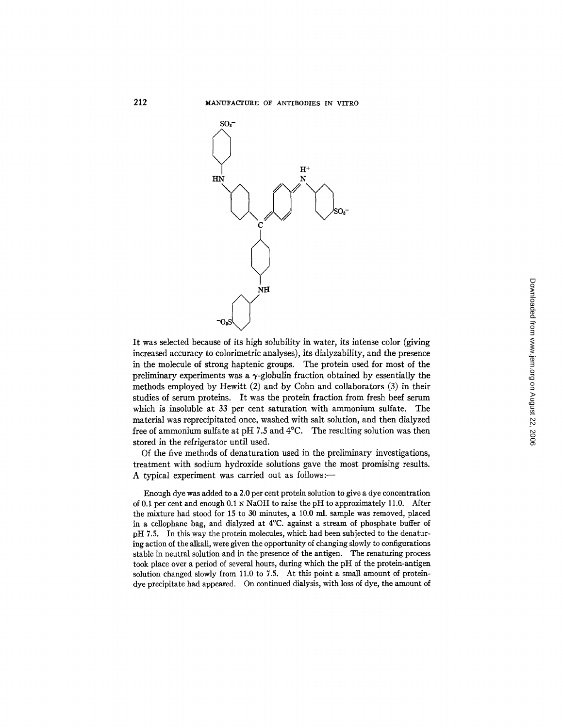It was selected because of its high solubility in water, its intense color (giving increased accuracy to colorimetric analyses), its dialyzability, and the presence in the molecule of strong haptenic groups. The protein used for most of the preliminary experiments was a $\gamma$-globulin fraction obtained by essentially the methods employed by Hewitt (2) and by Cohn and collaborators (3) in their studies of serum proteins. It was the protein fraction from fresh beef serum which is insoluble at 33 per cent saturation with ammonium sulfate. The material was reprecipitated once, washed with salt solution, and then dialyzed free of ammonium sulfate at pH 7.5 and 4°C. The resulting solution was then stored in the refrigerator until used.

Of the five methods of denaturation used in the preliminary investigations, treatment with sodium hydroxide solutions gave the most promising results. A typical experiment was carried out as follows:—

Enough dye was added to a 2.0 per cent protein solution to give a dye concentration of 0.1 per cent and enough 0.1 N NaOH to raise the pH to approximately 11.0. After the mixture had stood for 15 to 30 minutes, a 10.0 ml. sample was removed, placed in a cellophane bag, and dialyzed at 4°C. against a stream of phosphate buffer of pH 7.5. In this way the protein molecules, which had been subjected to the denaturing action of the alkali, were given the opportunity of changing slowly to configurations stable in neutral solution and in the presence of the antigen. The renaturing process took place over a period of several hours, during which the pH of the protein-antigen solution changed slowly from 11.0 to 7.5. At this point a small amount of protein-dye precipitate had appeared. On continued dialysis, with loss of dye, the amount of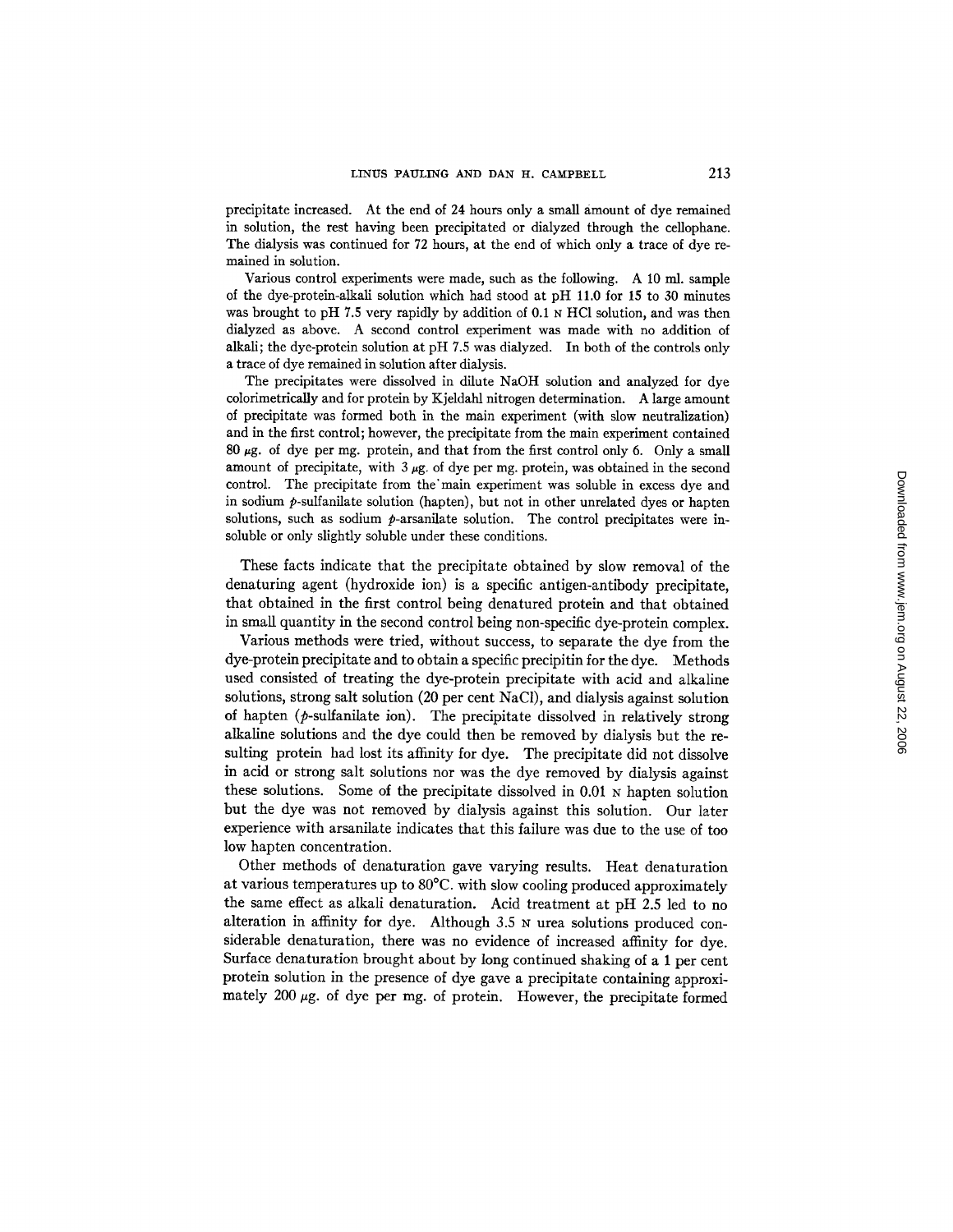precipitate increased. At the end of 24 hours only a small amount of dye remained in solution, the rest having been precipitated or dialyzed through the cellophane. The dialysis was continued for 72 hours, at the end of which only a trace of dye remained in solution.

Various control experiments were made, such as the following. A 10 ml. sample of the dye-protein-alkali solution which had stood at pH 11.0 for 15 to 30 minutes was brought to pH 7.5 very rapidly by addition of 0.1 N HCl solution, and was then dialyzed as above. A second control experiment was made with no addition of alkali; the dye-protein solution at pH 7.5 was dialyzed. In both of the controls only a trace of dye remained in solution after dialysis.

The precipitates were dissolved in dilute NaOH solution and analyzed for dye colorimetrically and for protein by Kjeldahl nitrogen determination. A large amount of precipitate was formed both in the main experiment (with slow neutralization) and in the first control; however, the precipitate from the main experiment contained 80 μg. of dye per mg. protein, and that from the first control only 6. Only a small amount of precipitate, with 3 μg. of dye per mg. protein, was obtained in the second control. The precipitate from the main experiment was soluble in excess dye and in sodium *p*-sulfanilate solution (hapten), but not in other unrelated dyes or hapten solutions, such as sodium *p*-arsanilate solution. The control precipitates were insoluble or only slightly soluble under these conditions.

These facts indicate that the precipitate obtained by slow removal of the denaturing agent (hydroxide ion) is a specific antigen-antibody precipitate, that obtained in the first control being denatured protein and that obtained in small quantity in the second control being non-specific dye-protein complex.

Various methods were tried, without success, to separate the dye from the dye-protein precipitate and to obtain a specific precipitin for the dye. Methods used consisted of treating the dye-protein precipitate with acid and alkaline solutions, strong salt solution (20 per cent NaCl), and dialysis against solution of hapten (*p*-sulfanilate ion). The precipitate dissolved in relatively strong alkaline solutions and the dye could then be removed by dialysis but the resulting protein had lost its affinity for dye. The precipitate did not dissolve in acid or strong salt solutions nor was the dye removed by dialysis against these solutions. Some of the precipitate dissolved in 0.01 N hapten solution but the dye was not removed by dialysis against this solution. Our later experience with arsanilate indicates that this failure was due to the use of too low hapten concentration.

Other methods of denaturation gave varying results. Heat denaturation at various temperatures up to 80°C. with slow cooling produced approximately the same effect as alkali denaturation. Acid treatment at pH 2.5 led to no alteration in affinity for dye. Although 3.5 N urea solutions produced considerable denaturation, there was no evidence of increased affinity for dye. Surface denaturation brought about by long continued shaking of a 1 per cent protein solution in the presence of dye gave a precipitate containing approximately 200 μg. of dye per mg. of protein. However, the precipitate formed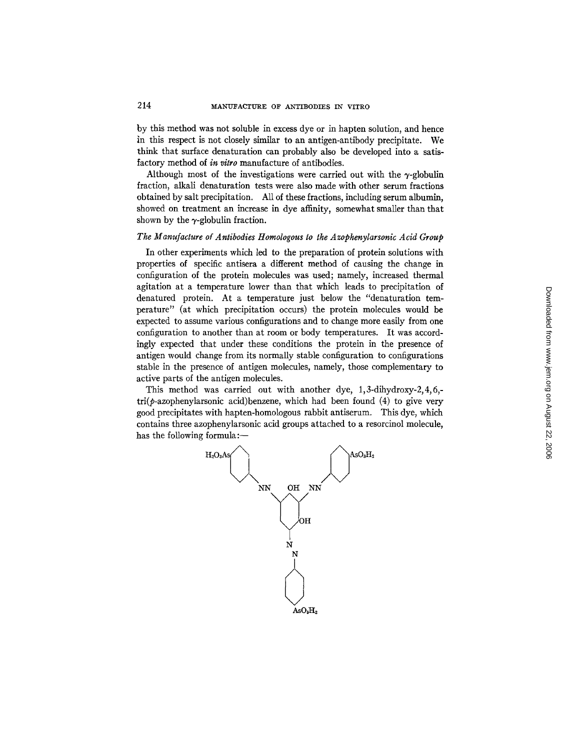by this method was not soluble in excess dye or in hapten solution, and hence in this respect is not closely similar to an antigen-antibody precipitate. We think that surface denaturation can probably also be developed into a satisfactory method of *in vitro* manufacture of antibodies.

Although most of the investigations were carried out with the γ-globulin fraction, alkali denaturation tests were also made with other serum fractions obtained by salt precipitation. All of these fractions, including serum albumin, showed on treatment an increase in dye affinity, somewhat smaller than that shown by the γ-globulin fraction.

### *The Manufacture of Antibodies Homologous to the Azophenylarsonic Acid Group*

In other experiments which led to the preparation of protein solutions with properties of specific antisera a different method of causing the change in configuration of the protein molecules was used; namely, increased thermal agitation at a temperature lower than that which leads to precipitation of denatured protein. At a temperature just below the "denaturation temperature" (at which precipitation occurs) the protein molecules would be expected to assume various configurations and to change more easily from one configuration to another than at room or body temperatures. It was accordingly expected that under these conditions the protein in the presence of antigen would change from its normally stable configuration to configurations stable in the presence of antigen molecules, namely, those complementary to active parts of the antigen molecules.

This method was carried out with another dye, 1,3-dihydroxy-2,4,6,-tri(*p*-azophenylarsonic acid)benzene, which had been found (4) to give very good precipitates with hapten-homologous rabbit antiserum. This dye, which contains three azophenylarsonic acid groups attached to a resorcinol molecule, has the following formula:—

$H_2O_3As$ —⟨phenyl⟩— NN — ⟨resorcinol ring: OH, OH⟩ — NN — ⟨phenyl⟩— $AsO_3H_2$

N=N — ⟨phenyl⟩ — $AsO_3H_2$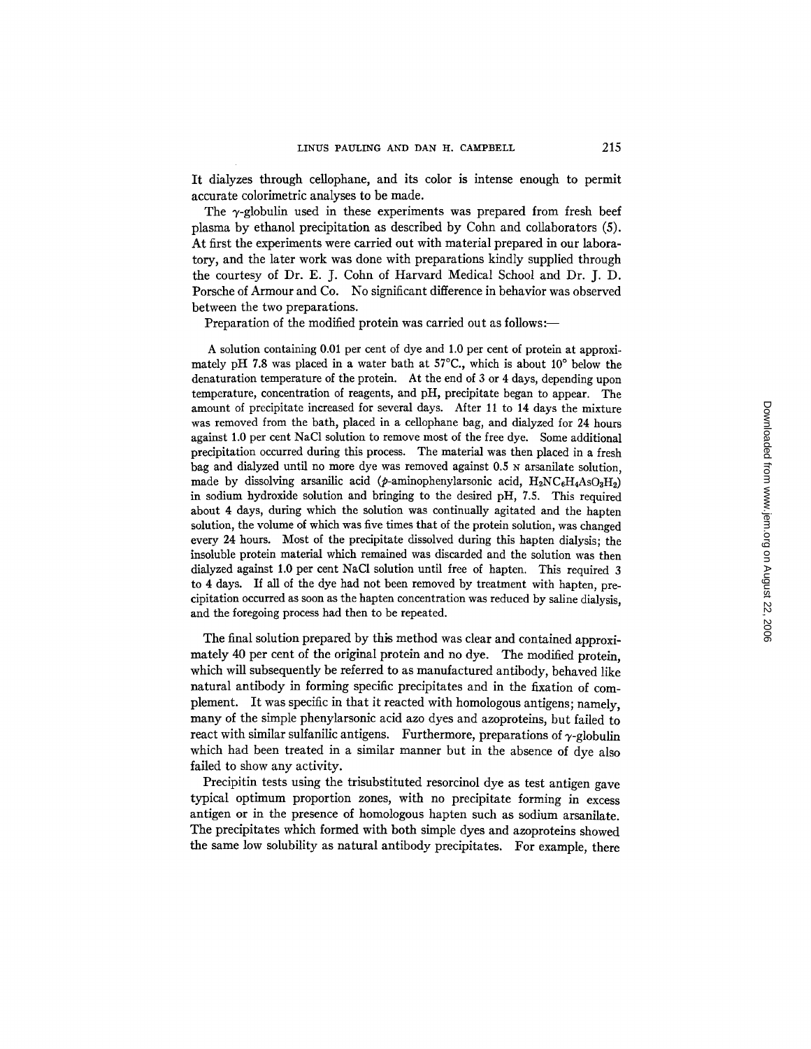It dialyzes through cellophane, and its color is intense enough to permit accurate colorimetric analyses to be made.

The γ-globulin used in these experiments was prepared from fresh beef plasma by ethanol precipitation as described by Cohn and collaborators (5). At first the experiments were carried out with material prepared in our laboratory, and the later work was done with preparations kindly supplied through the courtesy of Dr. E. J. Cohn of Harvard Medical School and Dr. J. D. Porsche of Armour and Co. No significant difference in behavior was observed between the two preparations.

Preparation of the modified protein was carried out as follows:—

A solution containing 0.01 per cent of dye and 1.0 per cent of protein at approximately pH 7.8 was placed in a water bath at 57°C., which is about 10° below the denaturation temperature of the protein. At the end of 3 or 4 days, depending upon temperature, concentration of reagents, and pH, precipitate began to appear. The amount of precipitate increased for several days. After 11 to 14 days the mixture was removed from the bath, placed in a cellophane bag, and dialyzed for 24 hours against 1.0 per cent NaCl solution to remove most of the free dye. Some additional precipitation occurred during this process. The material was then placed in a fresh bag and dialyzed until no more dye was removed against 0.5 N arsanilate solution, made by dissolving arsanilic acid (*p*-aminophenylarsonic acid, $H_2NC_6H_4AsO_3H_2$) in sodium hydroxide solution and bringing to the desired pH, 7.5. This required about 4 days, during which the solution was continually agitated and the hapten solution, the volume of which was five times that of the protein solution, was changed every 24 hours. Most of the precipitate dissolved during this hapten dialysis; the insoluble protein material which remained was discarded and the solution was then dialyzed against 1.0 per cent NaCl solution until free of hapten. This required 3 to 4 days. If all of the dye had not been removed by treatment with hapten, precipitation occurred as soon as the hapten concentration was reduced by saline dialysis, and the foregoing process had then to be repeated.

The final solution prepared by this method was clear and contained approximately 40 per cent of the original protein and no dye. The modified protein, which will subsequently be referred to as manufactured antibody, behaved like natural antibody in forming specific precipitates and in the fixation of complement. It was specific in that it reacted with homologous antigens; namely, many of the simple phenylarsonic acid azo dyes and azoproteins, but failed to react with similar sulfanilic antigens. Furthermore, preparations of γ-globulin which had been treated in a similar manner but in the absence of dye also failed to show any activity.

Precipitin tests using the trisubstituted resorcinol dye as test antigen gave typical optimum proportion zones, with no precipitate forming in excess antigen or in the presence of homologous hapten such as sodium arsanilate. The precipitates which formed with both simple dyes and azoproteins showed the same low solubility as natural antibody precipitates. For example, there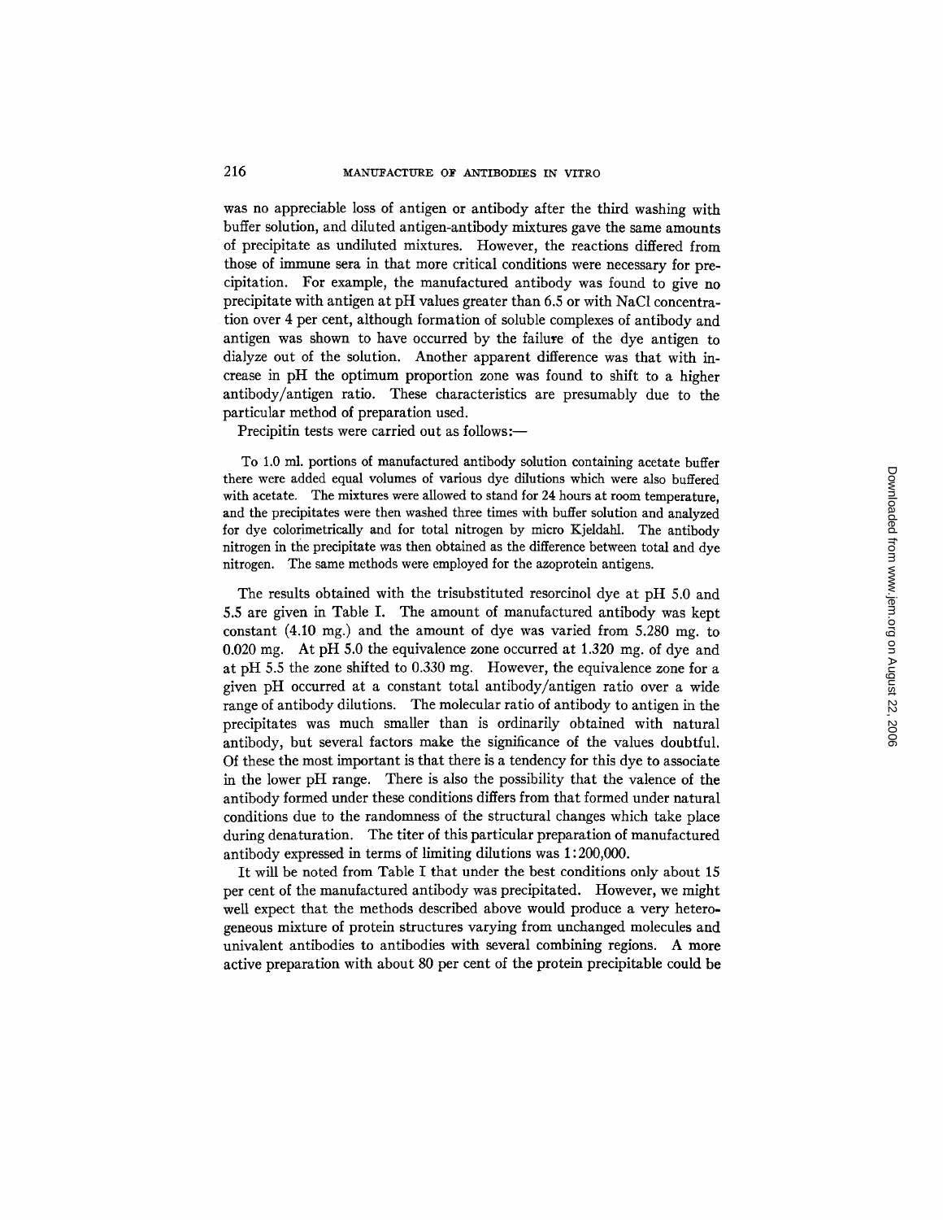was no appreciable loss of antigen or antibody after the third washing with buffer solution, and diluted antigen-antibody mixtures gave the same amounts of precipitate as undiluted mixtures. However, the reactions differed from those of immune sera in that more critical conditions were necessary for precipitation. For example, the manufactured antibody was found to give no precipitate with antigen at pH values greater than 6.5 or with NaCl concentration over 4 per cent, although formation of soluble complexes of antibody and antigen was shown to have occurred by the failure of the dye antigen to dialyze out of the solution. Another apparent difference was that with increase in pH the optimum proportion zone was found to shift to a higher antibody/antigen ratio. These characteristics are presumably due to the particular method of preparation used.

Precipitin tests were carried out as follows:—

To 1.0 ml. portions of manufactured antibody solution containing acetate buffer there were added equal volumes of various dye dilutions which were also buffered with acetate. The mixtures were allowed to stand for 24 hours at room temperature, and the precipitates were then washed three times with buffer solution and analyzed for dye colorimetrically and for total nitrogen by micro Kjeldahl. The antibody nitrogen in the precipitate was then obtained as the difference between total and dye nitrogen. The same methods were employed for the azoprotein antigens.

The results obtained with the trisubstituted resorcinol dye at pH 5.0 and 5.5 are given in Table I. The amount of manufactured antibody was kept constant (4.10 mg.) and the amount of dye was varied from 5.280 mg. to 0.020 mg. At pH 5.0 the equivalence zone occurred at 1.320 mg. of dye and at pH 5.5 the zone shifted to 0.330 mg. However, the equivalence zone for a given pH occurred at a constant total antibody/antigen ratio over a wide range of antibody dilutions. The molecular ratio of antibody to antigen in the precipitates was much smaller than is ordinarily obtained with natural antibody, but several factors make the significance of the values doubtful. Of these the most important is that there is a tendency for this dye to associate in the lower pH range. There is also the possibility that the valence of the antibody formed under these conditions differs from that formed under natural conditions due to the randomness of the structural changes which take place during denaturation. The titer of this particular preparation of manufactured antibody expressed in terms of limiting dilutions was 1:200,000.

It will be noted from Table I that under the best conditions only about 15 per cent of the manufactured antibody was precipitated. However, we might well expect that the methods described above would produce a very heterogeneous mixture of protein structures varying from unchanged molecules and univalent antibodies to antibodies with several combining regions. A more active preparation with about 80 per cent of the protein precipitable could be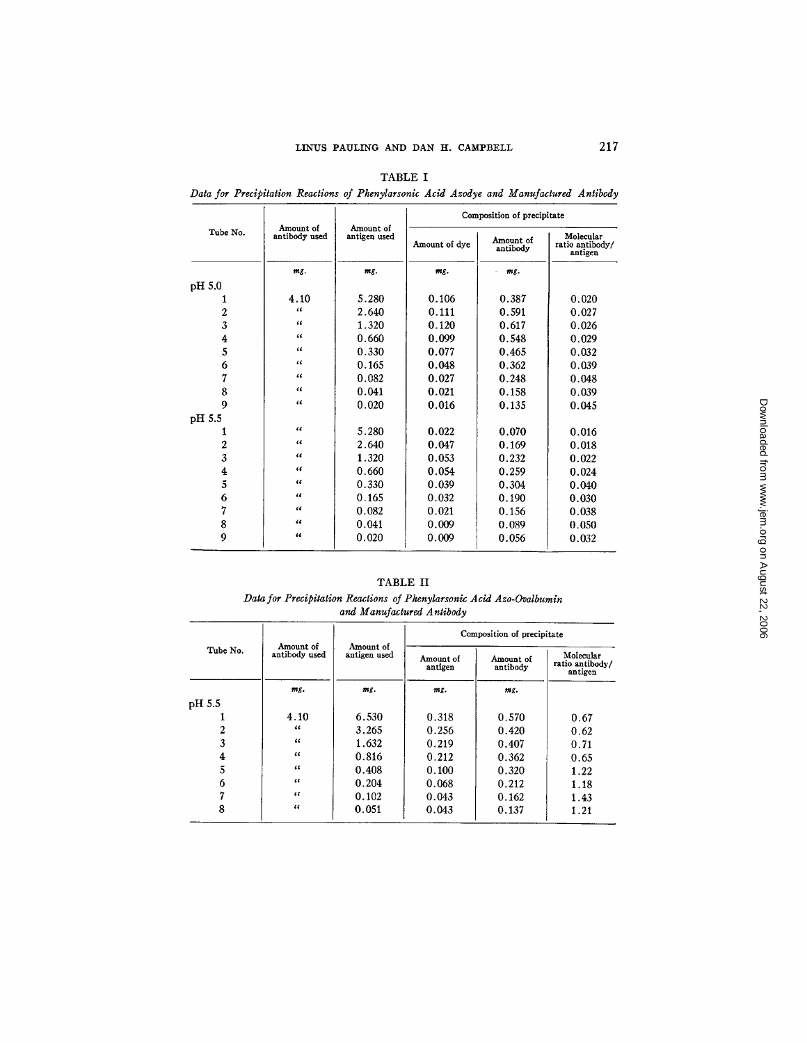TABLE I

*Data for Precipitation Reactions of Phenylarsonic Acid Azodye and Manufactured Antibody*

| Tube No. | Amount of antibody used | Amount of antigen used | Composition of precipitate | | |
|---|---|---|---|---|---|
| | | | Amount of dye | Amount of antibody | Molecular ratio antibody/antigen |
| | *mg.* | *mg.* | *mg.* | *mg.* | |
| pH 5.0 | | | | | |
| 1 | 4.10 | 5.280 | 0.106 | 0.387 | 0.020 |
| 2 | " | 2.640 | 0.111 | 0.591 | 0.027 |
| 3 | " | 1.320 | 0.120 | 0.617 | 0.026 |
| 4 | " | 0.660 | 0.099 | 0.548 | 0.029 |
| 5 | " | 0.330 | 0.077 | 0.465 | 0.032 |
| 6 | " | 0.165 | 0.048 | 0.362 | 0.039 |
| 7 | " | 0.082 | 0.027 | 0.248 | 0.048 |
| 8 | " | 0.041 | 0.021 | 0.158 | 0.039 |
| 9 | " | 0.020 | 0.016 | 0.135 | 0.045 |
| pH 5.5 | | | | | |
| 1 | " | 5.280 | 0.022 | 0.070 | 0.016 |
| 2 | " | 2.640 | 0.047 | 0.169 | 0.018 |
| 3 | " | 1.320 | 0.053 | 0.232 | 0.022 |
| 4 | " | 0.660 | 0.054 | 0.259 | 0.024 |
| 5 | " | 0.330 | 0.039 | 0.304 | 0.040 |
| 6 | " | 0.165 | 0.032 | 0.190 | 0.030 |
| 7 | " | 0.082 | 0.021 | 0.156 | 0.038 |
| 8 | " | 0.041 | 0.009 | 0.089 | 0.050 |
| 9 | " | 0.020 | 0.009 | 0.056 | 0.032 |

TABLE II

*Data for Precipitation Reactions of Phenylarsonic Acid Azo-Ovalbumin and Manufactured Antibody*

| Tube No. | Amount of antibody used | Amount of antigen used | Composition of precipitate | | |
|---|---|---|---|---|---|
| | | | Amount of antigen | Amount of antibody | Molecular ratio antibody/antigen |
| | *mg.* | *mg.* | *mg.* | *mg.* | |
| pH 5.5 | | | | | |
| 1 | 4.10 | 6.530 | 0.318 | 0.570 | 0.67 |
| 2 | " | 3.265 | 0.256 | 0.420 | 0.62 |
| 3 | " | 1.632 | 0.219 | 0.407 | 0.71 |
| 4 | " | 0.816 | 0.212 | 0.362 | 0.65 |
| 5 | " | 0.408 | 0.100 | 0.320 | 1.22 |
| 6 | " | 0.204 | 0.068 | 0.212 | 1.18 |
| 7 | " | 0.102 | 0.043 | 0.162 | 1.43 |
| 8 | " | 0.051 | 0.043 | 0.137 | 1.21 |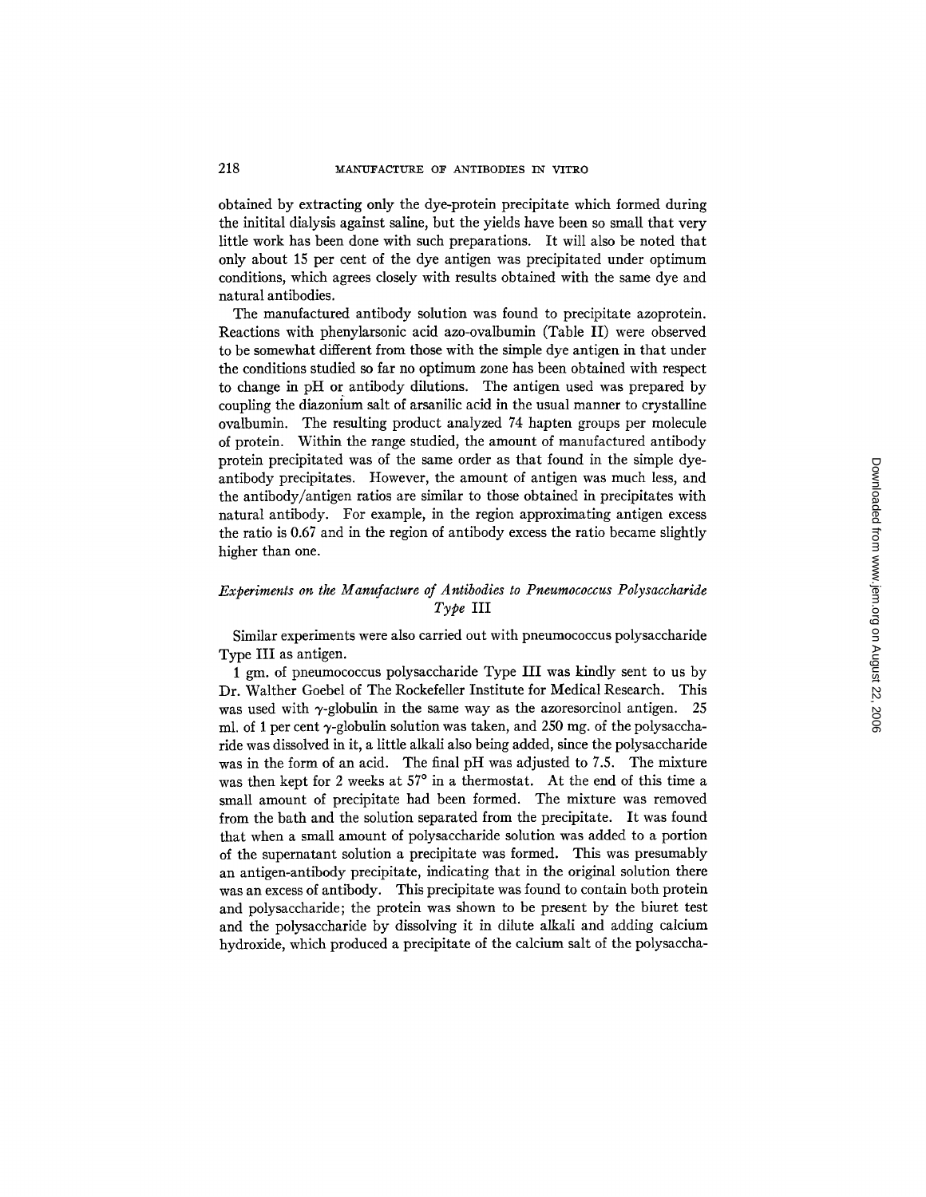obtained by extracting only the dye-protein precipitate which formed during the initital dialysis against saline, but the yields have been so small that very little work has been done with such preparations. It will also be noted that only about 15 per cent of the dye antigen was precipitated under optimum conditions, which agrees closely with results obtained with the same dye and natural antibodies.

The manufactured antibody solution was found to precipitate azoprotein. Reactions with phenylarsonic acid azo-ovalbumin (Table II) were observed to be somewhat different from those with the simple dye antigen in that under the conditions studied so far no optimum zone has been obtained with respect to change in pH or antibody dilutions. The antigen used was prepared by coupling the diazonium salt of arsanilic acid in the usual manner to crystalline ovalbumin. The resulting product analyzed 74 hapten groups per molecule of protein. Within the range studied, the amount of manufactured antibody protein precipitated was of the same order as that found in the simple dye-antibody precipitates. However, the amount of antigen was much less, and the antibody/antigen ratios are similar to those obtained in precipitates with natural antibody. For example, in the region approximating antigen excess the ratio is 0.67 and in the region of antibody excess the ratio became slightly higher than one.

### *Experiments on the Manufacture of Antibodies to Pneumococcus Polysaccharide Type* III

Similar experiments were also carried out with pneumococcus polysaccharide Type III as antigen.

1 gm. of pneumococcus polysaccharide Type III was kindly sent to us by Dr. Walther Goebel of The Rockefeller Institute for Medical Research. This was used with $\gamma$-globulin in the same way as the azoresorcinol antigen. 25 ml. of 1 per cent $\gamma$-globulin solution was taken, and 250 mg. of the polysaccharide was dissolved in it, a little alkali also being added, since the polysaccharide was in the form of an acid. The final pH was adjusted to 7.5. The mixture was then kept for 2 weeks at 57° in a thermostat. At the end of this time a small amount of precipitate had been formed. The mixture was removed from the bath and the solution separated from the precipitate. It was found that when a small amount of polysaccharide solution was added to a portion of the supernatant solution a precipitate was formed. This was presumably an antigen-antibody precipitate, indicating that in the original solution there was an excess of antibody. This precipitate was found to contain both protein and polysaccharide; the protein was shown to be present by the biuret test and the polysaccharide by dissolving it in dilute alkali and adding calcium hydroxide, which produced a precipitate of the calcium salt of the polysaccha-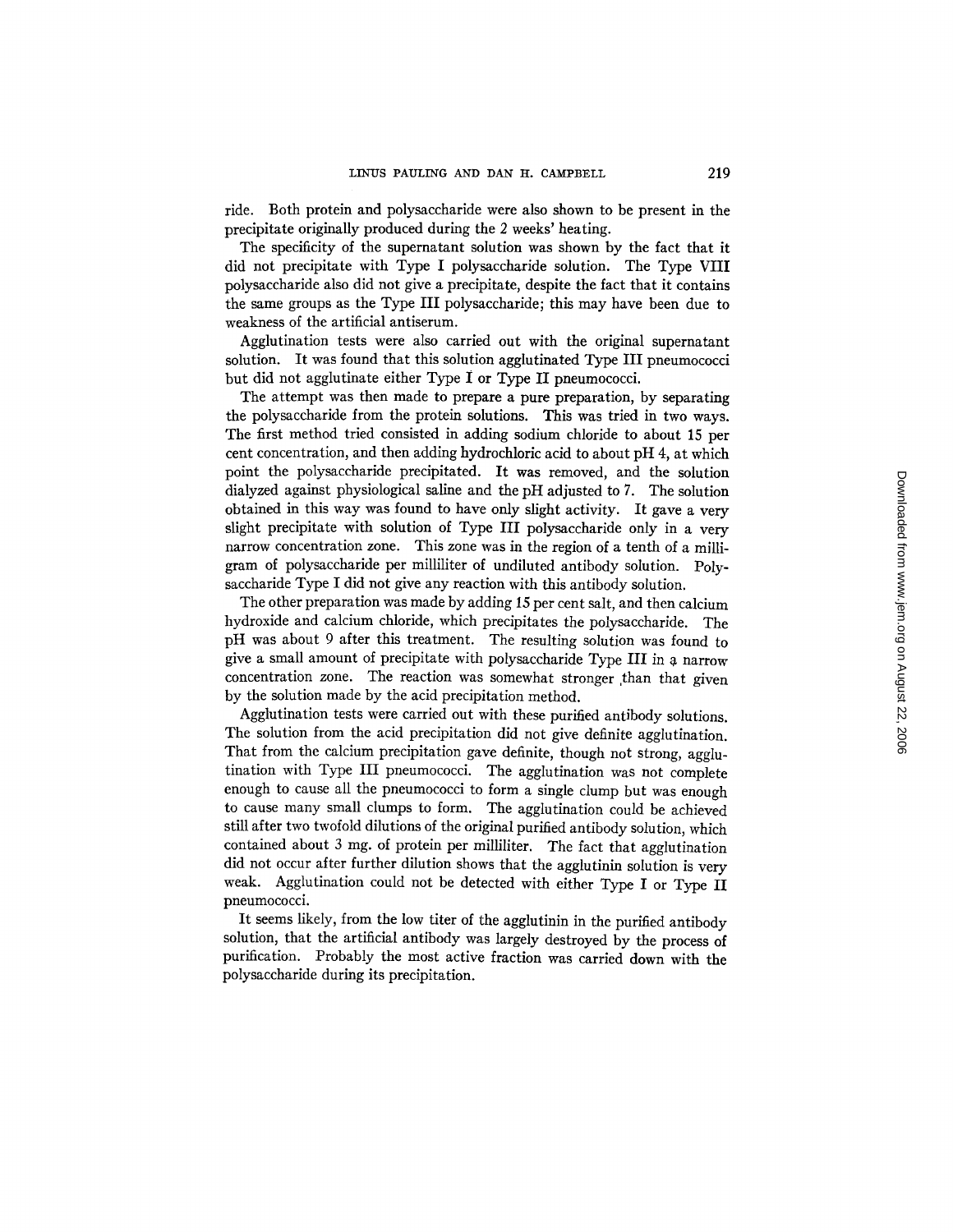ride. Both protein and polysaccharide were also shown to be present in the precipitate originally produced during the 2 weeks' heating.

The specificity of the supernatant solution was shown by the fact that it did not precipitate with Type I polysaccharide solution. The Type VIII polysaccharide also did not give a precipitate, despite the fact that it contains the same groups as the Type III polysaccharide; this may have been due to weakness of the artificial antiserum.

Agglutination tests were also carried out with the original supernatant solution. It was found that this solution agglutinated Type III pneumococci but did not agglutinate either Type I or Type II pneumococci.

The attempt was then made to prepare a pure preparation, by separating the polysaccharide from the protein solutions. This was tried in two ways. The first method tried consisted in adding sodium chloride to about 15 per cent concentration, and then adding hydrochloric acid to about pH 4, at which point the polysaccharide precipitated. It was removed, and the solution dialyzed against physiological saline and the pH adjusted to 7. The solution obtained in this way was found to have only slight activity. It gave a very slight precipitate with solution of Type III polysaccharide only in a very narrow concentration zone. This zone was in the region of a tenth of a milligram of polysaccharide per milliliter of undiluted antibody solution. Polysaccharide Type I did not give any reaction with this antibody solution.

The other preparation was made by adding 15 per cent salt, and then calcium hydroxide and calcium chloride, which precipitates the polysaccharide. The pH was about 9 after this treatment. The resulting solution was found to give a small amount of precipitate with polysaccharide Type III in a narrow concentration zone. The reaction was somewhat stronger than that given by the solution made by the acid precipitation method.

Agglutination tests were carried out with these purified antibody solutions. The solution from the acid precipitation did not give definite agglutination. That from the calcium precipitation gave definite, though not strong, agglutination with Type III pneumococci. The agglutination was not complete enough to cause all the pneumococci to form a single clump but was enough to cause many small clumps to form. The agglutination could be achieved still after two twofold dilutions of the original purified antibody solution, which contained about 3 mg. of protein per milliliter. The fact that agglutination did not occur after further dilution shows that the agglutinin solution is very weak. Agglutination could not be detected with either Type I or Type II pneumococci.

It seems likely, from the low titer of the agglutinin in the purified antibody solution, that the artificial antibody was largely destroyed by the process of purification. Probably the most active fraction was carried down with the polysaccharide during its precipitation.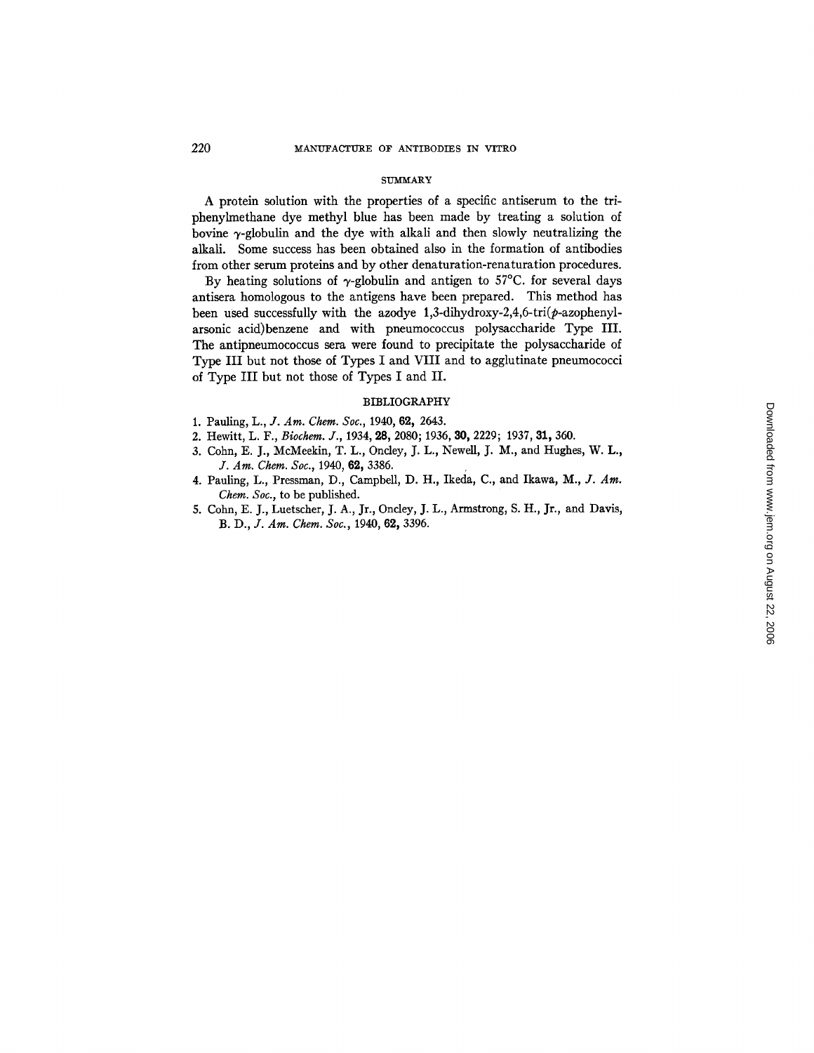## SUMMARY

A protein solution with the properties of a specific antiserum to the triphenylmethane dye methyl blue has been made by treating a solution of bovine γ-globulin and the dye with alkali and then slowly neutralizing the alkali. Some success has been obtained also in the formation of antibodies from other serum proteins and by other denaturation-renaturation procedures.

By heating solutions of γ-globulin and antigen to 57°C. for several days antisera homologous to the antigens have been prepared. This method has been used successfully with the azodye 1,3-dihydroxy-2,4,6-tri(*p*-azophenylarsonic acid)benzene and with pneumococcus polysaccharide Type III. The antipneumococcus sera were found to precipitate the polysaccharide of Type III but not those of Types I and VIII and to agglutinate pneumococci of Type III but not those of Types I and II.

## BIBLIOGRAPHY

1. Pauling, L., *J. Am. Chem. Soc.*, 1940, **62,** 2643.
2. Hewitt, L. F., *Biochem. J.*, 1934, **28,** 2080; 1936, **30,** 2229; 1937, **31,** 360.
3. Cohn, E. J., McMeekin, T. L., Oncley, J. L., Newell, J. M., and Hughes, W. L., *J. Am. Chem. Soc.*, 1940, **62,** 3386.
4. Pauling, L., Pressman, D., Campbell, D. H., Ikeda, C., and Ikawa, M., *J. Am. Chem. Soc.*, to be published.
5. Cohn, E. J., Luetscher, J. A., Jr., Oncley, J. L., Armstrong, S. H., Jr., and Davis, B. D., *J. Am. Chem. Soc.*, 1940, **62,** 3396.